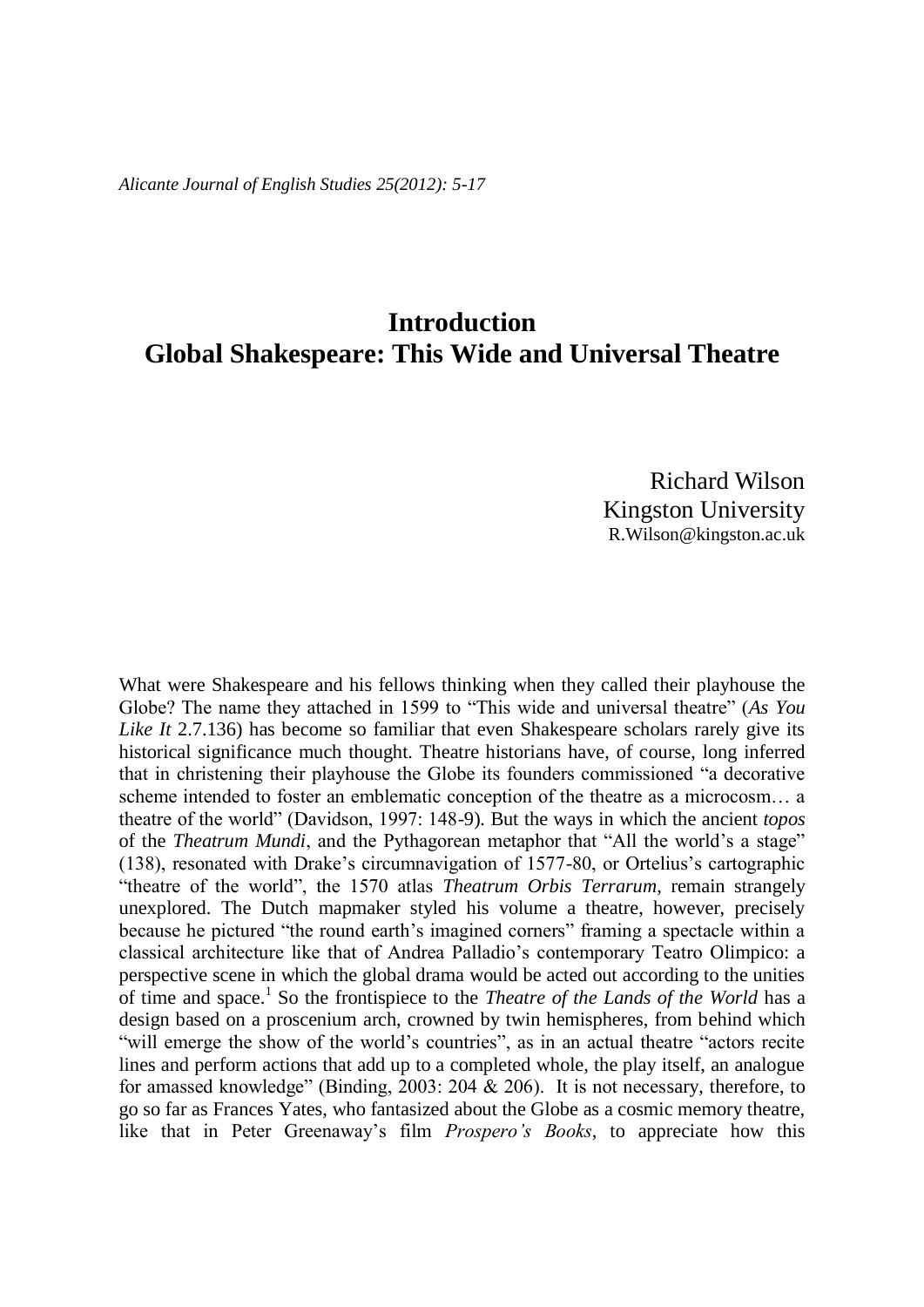# Introduction
# Global Shakespeare: This Wide and Universal Theatre

Richard Wilson
Kingston University
R.Wilson@kingston.ac.uk

What were Shakespeare and his fellows thinking when they called their playhouse the Globe? The name they attached in 1599 to "This wide and universal theatre" (*As You Like It* 2.7.136) has become so familiar that even Shakespeare scholars rarely give its historical significance much thought. Theatre historians have, of course, long inferred that in christening their playhouse the Globe its founders commissioned "a decorative scheme intended to foster an emblematic conception of the theatre as a microcosm… a theatre of the world" (Davidson, 1997: 148-9). But the ways in which the ancient *topos* of the *Theatrum Mundi*, and the Pythagorean metaphor that "All the world's a stage" (138), resonated with Drake's circumnavigation of 1577-80, or Ortelius's cartographic "theatre of the world", the 1570 atlas *Theatrum Orbis Terrarum*, remain strangely unexplored. The Dutch mapmaker styled his volume a theatre, however, precisely because he pictured "the round earth's imagined corners" framing a spectacle within a classical architecture like that of Andrea Palladio's contemporary Teatro Olimpico: a perspective scene in which the global drama would be acted out according to the unities of time and space.[1] So the frontispiece to the *Theatre of the Lands of the World* has a design based on a proscenium arch, crowned by twin hemispheres, from behind which "will emerge the show of the world's countries", as in an actual theatre "actors recite lines and perform actions that add up to a completed whole, the play itself, an analogue for amassed knowledge" (Binding, 2003: 204 & 206). It is not necessary, therefore, to go so far as Frances Yates, who fantasized about the Globe as a cosmic memory theatre, like that in Peter Greenaway's film *Prospero's Books*, to appreciate how this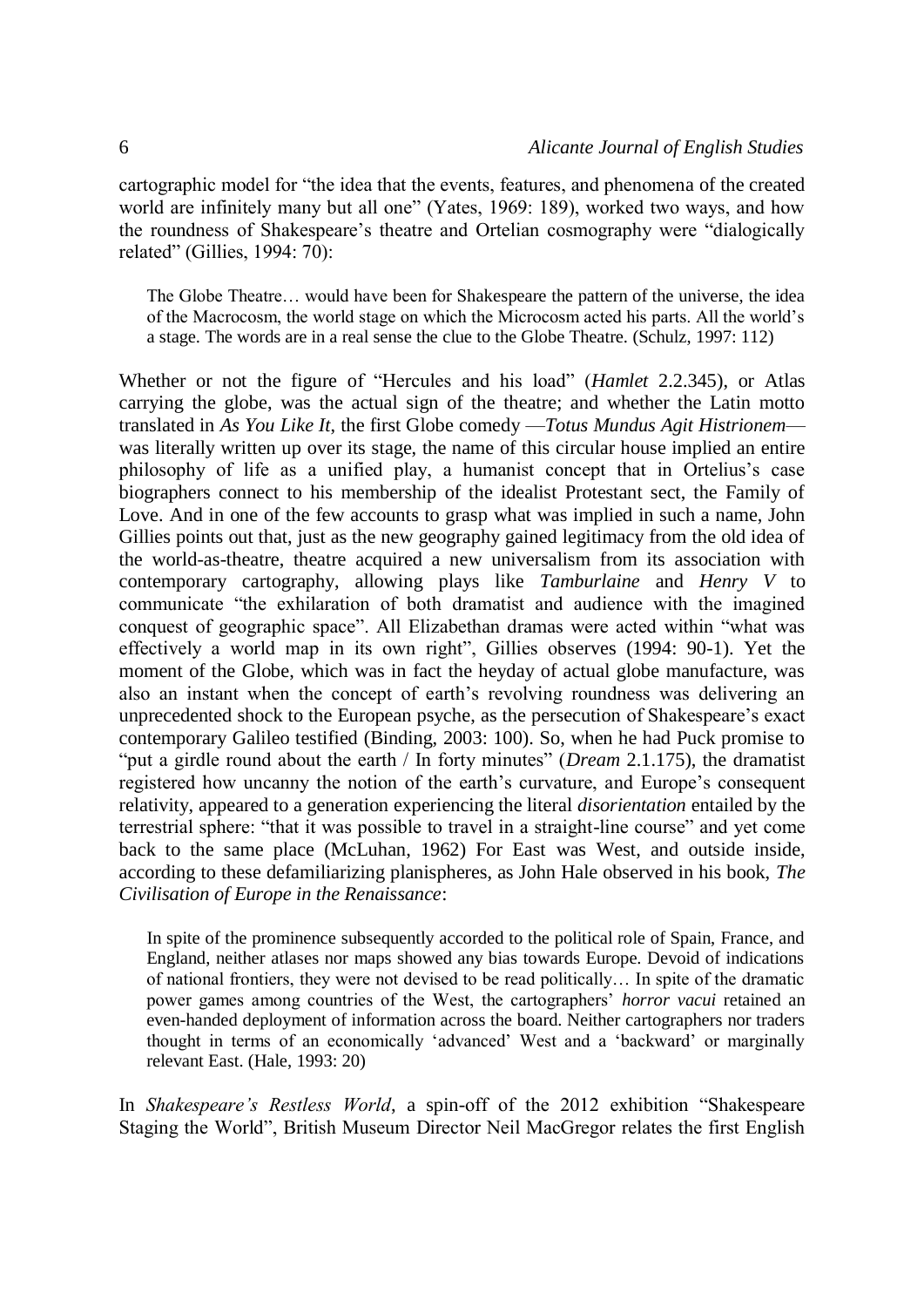cartographic model for "the idea that the events, features, and phenomena of the created world are infinitely many but all one" (Yates, 1969: 189), worked two ways, and how the roundness of Shakespeare's theatre and Ortelian cosmography were "dialogically related" (Gillies, 1994: 70):

> The Globe Theatre… would have been for Shakespeare the pattern of the universe, the idea of the Macrocosm, the world stage on which the Microcosm acted his parts. All the world's a stage. The words are in a real sense the clue to the Globe Theatre. (Schulz, 1997: 112)

Whether or not the figure of "Hercules and his load" (*Hamlet* 2.2.345), or Atlas carrying the globe, was the actual sign of the theatre; and whether the Latin motto translated in *As You Like It*, the first Globe comedy —*Totus Mundus Agit Histrionem*— was literally written up over its stage, the name of this circular house implied an entire philosophy of life as a unified play, a humanist concept that in Ortelius's case biographers connect to his membership of the idealist Protestant sect, the Family of Love. And in one of the few accounts to grasp what was implied in such a name, John Gillies points out that, just as the new geography gained legitimacy from the old idea of the world-as-theatre, theatre acquired a new universalism from its association with contemporary cartography, allowing plays like *Tamburlaine* and *Henry V* to communicate "the exhilaration of both dramatist and audience with the imagined conquest of geographic space". All Elizabethan dramas were acted within "what was effectively a world map in its own right", Gillies observes (1994: 90-1). Yet the moment of the Globe, which was in fact the heyday of actual globe manufacture, was also an instant when the concept of earth's revolving roundness was delivering an unprecedented shock to the European psyche, as the persecution of Shakespeare's exact contemporary Galileo testified (Binding, 2003: 100). So, when he had Puck promise to "put a girdle round about the earth / In forty minutes" (*Dream* 2.1.175), the dramatist registered how uncanny the notion of the earth's curvature, and Europe's consequent relativity, appeared to a generation experiencing the literal *disorientation* entailed by the terrestrial sphere: "that it was possible to travel in a straight-line course" and yet come back to the same place (McLuhan, 1962) For East was West, and outside inside, according to these defamiliarizing planispheres, as John Hale observed in his book, *The Civilisation of Europe in the Renaissance*:

> In spite of the prominence subsequently accorded to the political role of Spain, France, and England, neither atlases nor maps showed any bias towards Europe. Devoid of indications of national frontiers, they were not devised to be read politically… In spite of the dramatic power games among countries of the West, the cartographers' *horror vacui* retained an even-handed deployment of information across the board. Neither cartographers nor traders thought in terms of an economically 'advanced' West and a 'backward' or marginally relevant East. (Hale, 1993: 20)

In *Shakespeare's Restless World*, a spin-off of the 2012 exhibition "Shakespeare Staging the World", British Museum Director Neil MacGregor relates the first English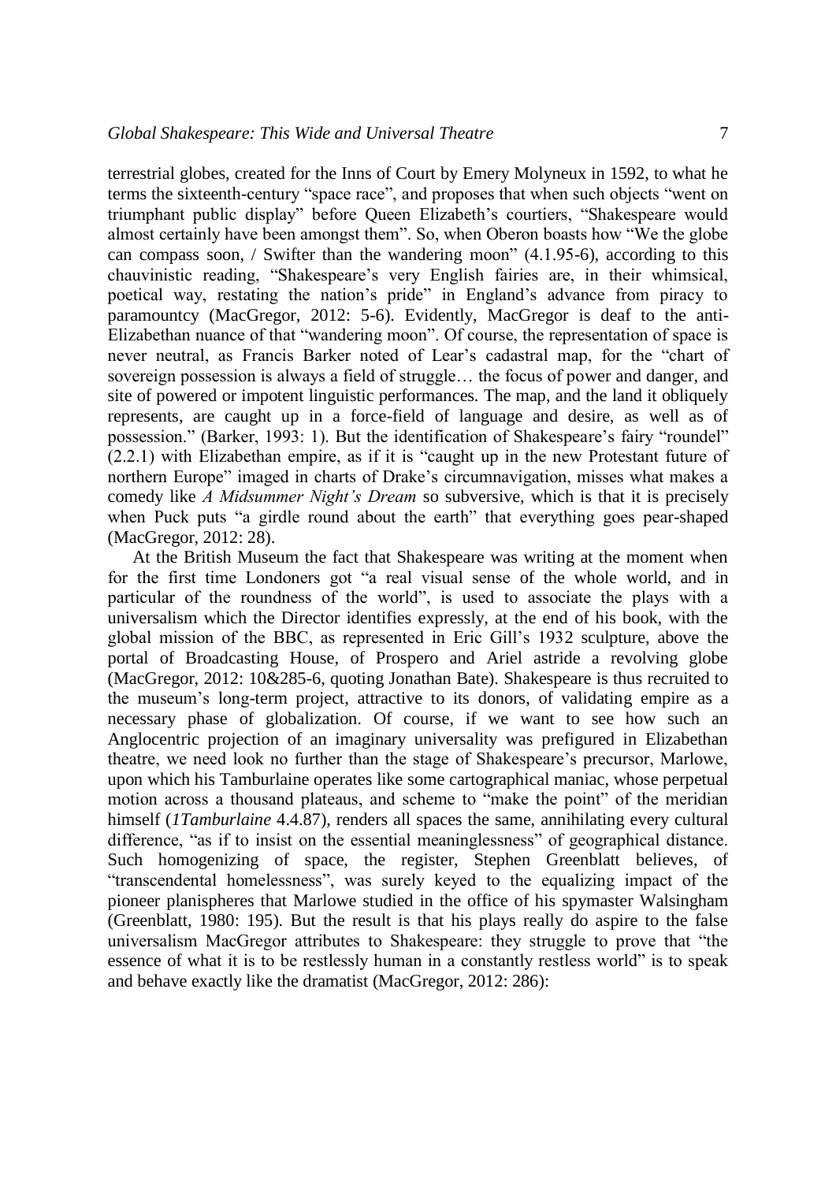terrestrial globes, created for the Inns of Court by Emery Molyneux in 1592, to what he terms the sixteenth-century "space race", and proposes that when such objects "went on triumphant public display" before Queen Elizabeth's courtiers, "Shakespeare would almost certainly have been amongst them". So, when Oberon boasts how "We the globe can compass soon, / Swifter than the wandering moon" (4.1.95-6), according to this chauvinistic reading, "Shakespeare's very English fairies are, in their whimsical, poetical way, restating the nation's pride" in England's advance from piracy to paramountcy (MacGregor, 2012: 5-6). Evidently, MacGregor is deaf to the anti-Elizabethan nuance of that "wandering moon". Of course, the representation of space is never neutral, as Francis Barker noted of Lear's cadastral map, for the "chart of sovereign possession is always a field of struggle… the focus of power and danger, and site of powered or impotent linguistic performances. The map, and the land it obliquely represents, are caught up in a force-field of language and desire, as well as of possession." (Barker, 1993: 1). But the identification of Shakespeare's fairy "roundel" (2.2.1) with Elizabethan empire, as if it is "caught up in the new Protestant future of northern Europe" imaged in charts of Drake's circumnavigation, misses what makes a comedy like *A Midsummer Night's Dream* so subversive, which is that it is precisely when Puck puts "a girdle round about the earth" that everything goes pear-shaped (MacGregor, 2012: 28).

At the British Museum the fact that Shakespeare was writing at the moment when for the first time Londoners got "a real visual sense of the whole world, and in particular of the roundness of the world", is used to associate the plays with a universalism which the Director identifies expressly, at the end of his book, with the global mission of the BBC, as represented in Eric Gill's 1932 sculpture, above the portal of Broadcasting House, of Prospero and Ariel astride a revolving globe (MacGregor, 2012: 10&285-6, quoting Jonathan Bate). Shakespeare is thus recruited to the museum's long-term project, attractive to its donors, of validating empire as a necessary phase of globalization. Of course, if we want to see how such an Anglocentric projection of an imaginary universality was prefigured in Elizabethan theatre, we need look no further than the stage of Shakespeare's precursor, Marlowe, upon which his Tamburlaine operates like some cartographical maniac, whose perpetual motion across a thousand plateaus, and scheme to "make the point" of the meridian himself (*1Tamburlaine* 4.4.87), renders all spaces the same, annihilating every cultural difference, "as if to insist on the essential meaninglessness" of geographical distance. Such homogenizing of space, the register, Stephen Greenblatt believes, of "transcendental homelessness", was surely keyed to the equalizing impact of the pioneer planispheres that Marlowe studied in the office of his spymaster Walsingham (Greenblatt, 1980: 195). But the result is that his plays really do aspire to the false universalism MacGregor attributes to Shakespeare: they struggle to prove that "the essence of what it is to be restlessly human in a constantly restless world" is to speak and behave exactly like the dramatist (MacGregor, 2012: 286):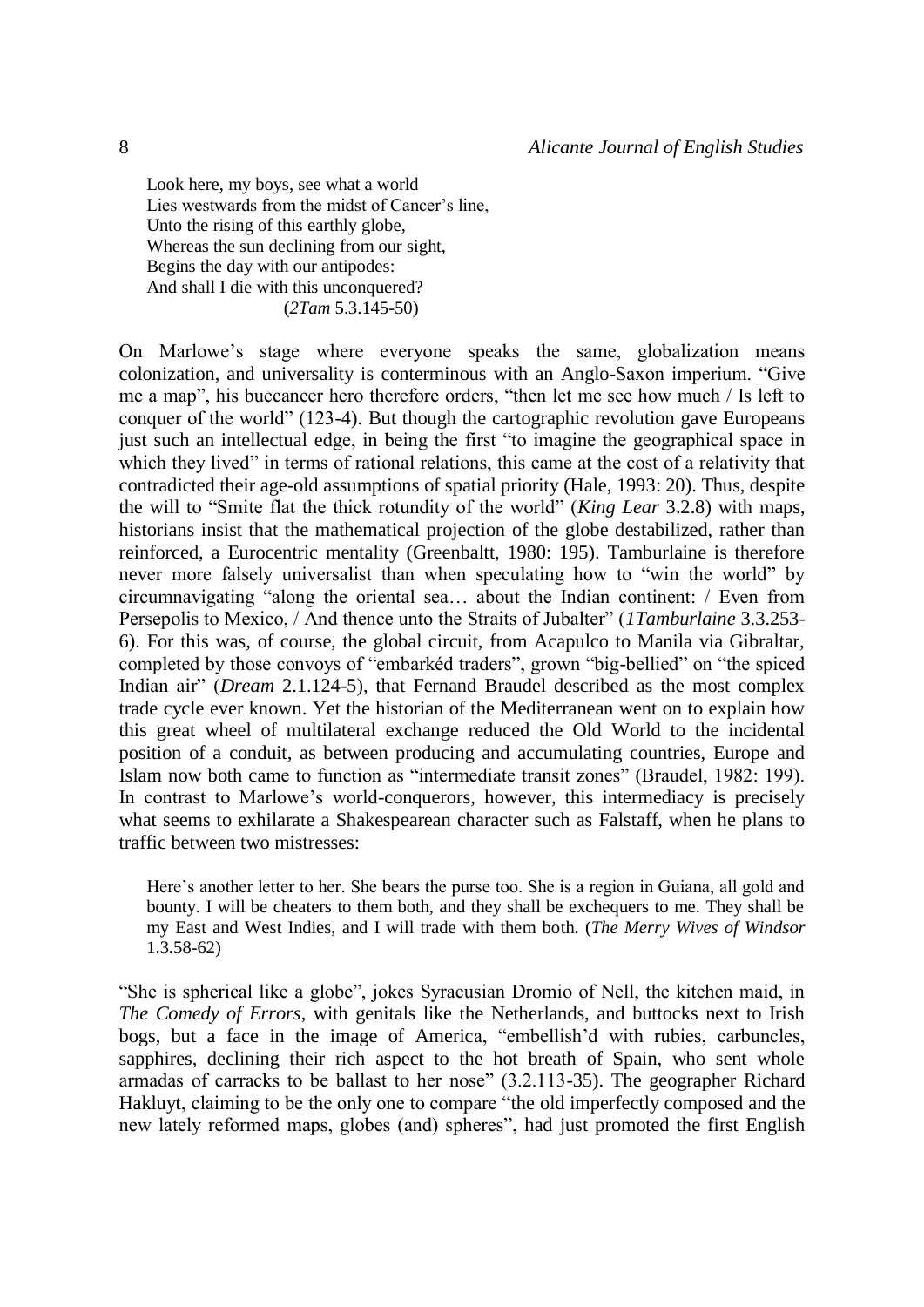> Look here, my boys, see what a world
> Lies westwards from the midst of Cancer's line,
> Unto the rising of this earthly globe,
> Whereas the sun declining from our sight,
> Begins the day with our antipodes:
> And shall I die with this unconquered?
> (*2Tam* 5.3.145-50)

On Marlowe's stage where everyone speaks the same, globalization means colonization, and universality is conterminous with an Anglo-Saxon imperium. "Give me a map", his buccaneer hero therefore orders, "then let me see how much / Is left to conquer of the world" (123-4). But though the cartographic revolution gave Europeans just such an intellectual edge, in being the first "to imagine the geographical space in which they lived" in terms of rational relations, this came at the cost of a relativity that contradicted their age-old assumptions of spatial priority (Hale, 1993: 20). Thus, despite the will to "Smite flat the thick rotundity of the world" (*King Lear* 3.2.8) with maps, historians insist that the mathematical projection of the globe destabilized, rather than reinforced, a Eurocentric mentality (Greenbaltt, 1980: 195). Tamburlaine is therefore never more falsely universalist than when speculating how to "win the world" by circumnavigating "along the oriental sea… about the Indian continent: / Even from Persepolis to Mexico, / And thence unto the Straits of Jubalter" (*1Tamburlaine* 3.3.253-6). For this was, of course, the global circuit, from Acapulco to Manila via Gibraltar, completed by those convoys of "embarkéd traders", grown "big-bellied" on "the spiced Indian air" (*Dream* 2.1.124-5), that Fernand Braudel described as the most complex trade cycle ever known. Yet the historian of the Mediterranean went on to explain how this great wheel of multilateral exchange reduced the Old World to the incidental position of a conduit, as between producing and accumulating countries, Europe and Islam now both came to function as "intermediate transit zones" (Braudel, 1982: 199). In contrast to Marlowe's world-conquerors, however, this intermediacy is precisely what seems to exhilarate a Shakespearean character such as Falstaff, when he plans to traffic between two mistresses:

> Here's another letter to her. She bears the purse too. She is a region in Guiana, all gold and bounty. I will be cheaters to them both, and they shall be exchequers to me. They shall be my East and West Indies, and I will trade with them both. (*The Merry Wives of Windsor* 1.3.58-62)

"She is spherical like a globe", jokes Syracusian Dromio of Nell, the kitchen maid, in *The Comedy of Errors*, with genitals like the Netherlands, and buttocks next to Irish bogs, but a face in the image of America, "embellish'd with rubies, carbuncles, sapphires, declining their rich aspect to the hot breath of Spain, who sent whole armadas of carracks to be ballast to her nose" (3.2.113-35). The geographer Richard Hakluyt, claiming to be the only one to compare "the old imperfectly composed and the new lately reformed maps, globes (and) spheres", had just promoted the first English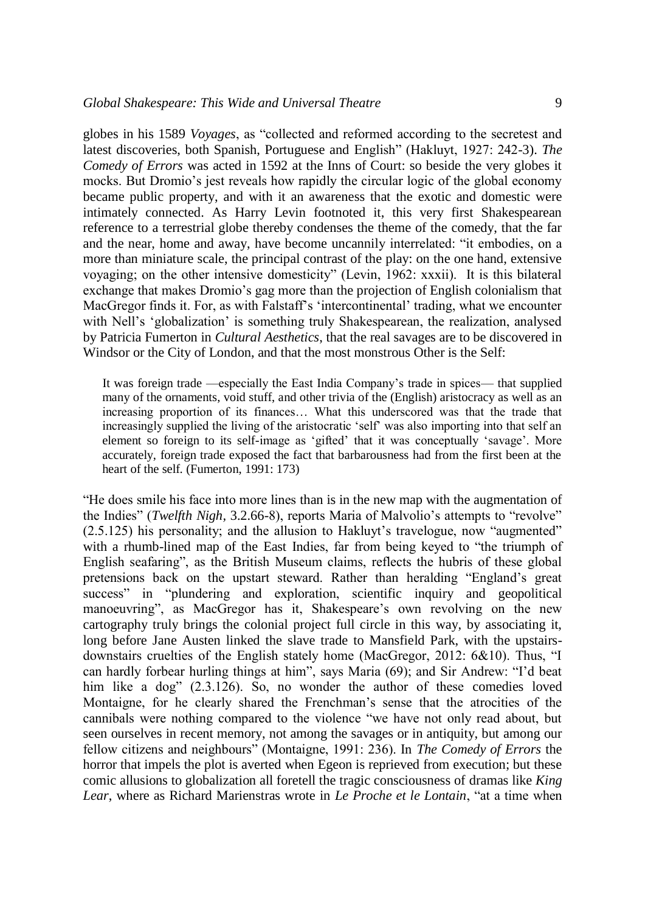globes in his 1589 *Voyages*, as "collected and reformed according to the secretest and latest discoveries, both Spanish, Portuguese and English" (Hakluyt, 1927: 242-3). *The Comedy of Errors* was acted in 1592 at the Inns of Court: so beside the very globes it mocks. But Dromio's jest reveals how rapidly the circular logic of the global economy became public property, and with it an awareness that the exotic and domestic were intimately connected. As Harry Levin footnoted it, this very first Shakespearean reference to a terrestrial globe thereby condenses the theme of the comedy, that the far and the near, home and away, have become uncannily interrelated: "it embodies, on a more than miniature scale, the principal contrast of the play: on the one hand, extensive voyaging; on the other intensive domesticity" (Levin, 1962: xxxii). It is this bilateral exchange that makes Dromio's gag more than the projection of English colonialism that MacGregor finds it. For, as with Falstaff's 'intercontinental' trading, what we encounter with Nell's 'globalization' is something truly Shakespearean, the realization, analysed by Patricia Fumerton in *Cultural Aesthetics*, that the real savages are to be discovered in Windsor or the City of London, and that the most monstrous Other is the Self:

> It was foreign trade —especially the East India Company's trade in spices— that supplied many of the ornaments, void stuff, and other trivia of the (English) aristocracy as well as an increasing proportion of its finances… What this underscored was that the trade that increasingly supplied the living of the aristocratic 'self' was also importing into that self an element so foreign to its self-image as 'gifted' that it was conceptually 'savage'. More accurately, foreign trade exposed the fact that barbarousness had from the first been at the heart of the self. (Fumerton, 1991: 173)

"He does smile his face into more lines than is in the new map with the augmentation of the Indies" (*Twelfth Nigh*, 3.2.66-8), reports Maria of Malvolio's attempts to "revolve" (2.5.125) his personality; and the allusion to Hakluyt's travelogue, now "augmented" with a rhumb-lined map of the East Indies, far from being keyed to "the triumph of English seafaring", as the British Museum claims, reflects the hubris of these global pretensions back on the upstart steward. Rather than heralding "England's great success" in "plundering and exploration, scientific inquiry and geopolitical manoeuvring", as MacGregor has it, Shakespeare's own revolving on the new cartography truly brings the colonial project full circle in this way, by associating it, long before Jane Austen linked the slave trade to Mansfield Park, with the upstairs-downstairs cruelties of the English stately home (MacGregor, 2012: 6&10). Thus, "I can hardly forbear hurling things at him", says Maria (69); and Sir Andrew: "I'd beat him like a dog" (2.3.126). So, no wonder the author of these comedies loved Montaigne, for he clearly shared the Frenchman's sense that the atrocities of the cannibals were nothing compared to the violence "we have not only read about, but seen ourselves in recent memory, not among the savages or in antiquity, but among our fellow citizens and neighbours" (Montaigne, 1991: 236). In *The Comedy of Errors* the horror that impels the plot is averted when Egeon is reprieved from execution; but these comic allusions to globalization all foretell the tragic consciousness of dramas like *King Lear*, where as Richard Marienstras wrote in *Le Proche et le Lontain*, "at a time when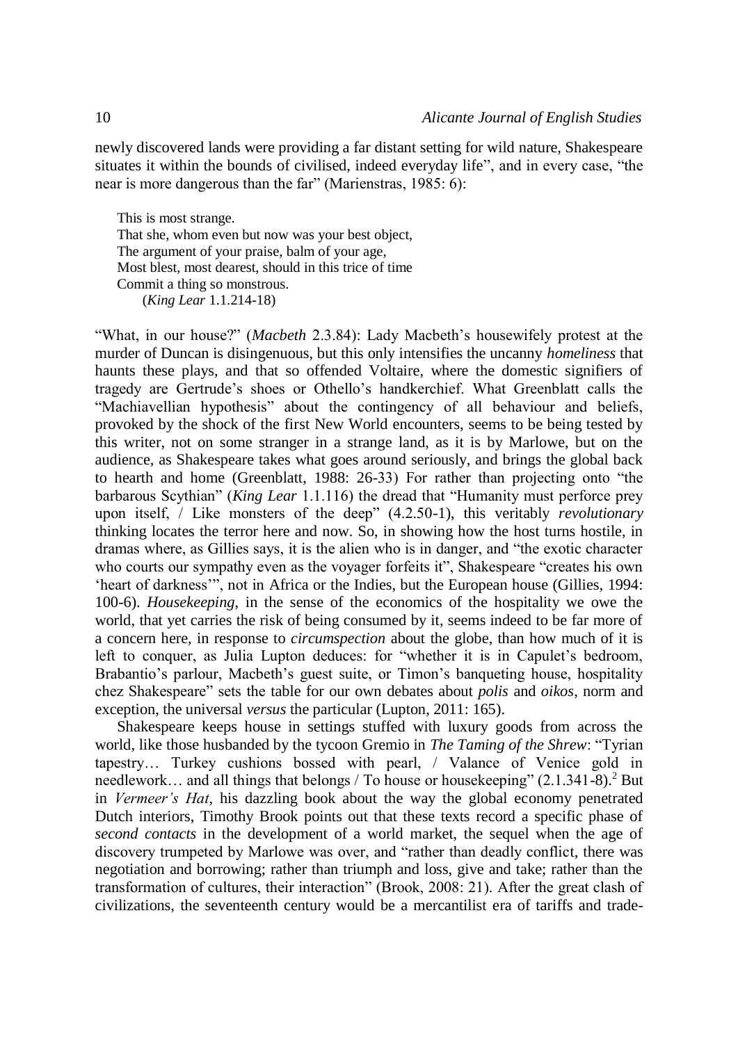newly discovered lands were providing a far distant setting for wild nature, Shakespeare situates it within the bounds of civilised, indeed everyday life", and in every case, "the near is more dangerous than the far" (Marienstras, 1985: 6):

> This is most strange.
> That she, whom even but now was your best object,
> The argument of your praise, balm of your age,
> Most blest, most dearest, should in this trice of time
> Commit a thing so monstrous.
> (*King Lear* 1.1.214-18)

"What, in our house?" (*Macbeth* 2.3.84): Lady Macbeth's housewifely protest at the murder of Duncan is disingenuous, but this only intensifies the uncanny *homeliness* that haunts these plays, and that so offended Voltaire, where the domestic signifiers of tragedy are Gertrude's shoes or Othello's handkerchief. What Greenblatt calls the "Machiavellian hypothesis" about the contingency of all behaviour and beliefs, provoked by the shock of the first New World encounters, seems to be being tested by this writer, not on some stranger in a strange land, as it is by Marlowe, but on the audience, as Shakespeare takes what goes around seriously, and brings the global back to hearth and home (Greenblatt, 1988: 26-33) For rather than projecting onto "the barbarous Scythian" (*King Lear* 1.1.116) the dread that "Humanity must perforce prey upon itself, / Like monsters of the deep" (4.2.50-1), this veritably *revolutionary* thinking locates the terror here and now. So, in showing how the host turns hostile, in dramas where, as Gillies says, it is the alien who is in danger, and "the exotic character who courts our sympathy even as the voyager forfeits it", Shakespeare "creates his own 'heart of darkness'", not in Africa or the Indies, but the European house (Gillies, 1994: 100-6). *Housekeeping*, in the sense of the economics of the hospitality we owe the world, that yet carries the risk of being consumed by it, seems indeed to be far more of a concern here, in response to *circumspection* about the globe, than how much of it is left to conquer, as Julia Lupton deduces: for "whether it is in Capulet's bedroom, Brabantio's parlour, Macbeth's guest suite, or Timon's banqueting house, hospitality chez Shakespeare" sets the table for our own debates about *polis* and *oikos*, norm and exception, the universal *versus* the particular (Lupton, 2011: 165).

Shakespeare keeps house in settings stuffed with luxury goods from across the world, like those husbanded by the tycoon Gremio in *The Taming of the Shrew*: "Tyrian tapestry… Turkey cushions bossed with pearl, / Valance of Venice gold in needlework… and all things that belongs / To house or housekeeping" (2.1.341-8).[2] But in *Vermeer's Hat*, his dazzling book about the way the global economy penetrated Dutch interiors, Timothy Brook points out that these texts record a specific phase of *second contacts* in the development of a world market, the sequel when the age of discovery trumpeted by Marlowe was over, and "rather than deadly conflict, there was negotiation and borrowing; rather than triumph and loss, give and take; rather than the transformation of cultures, their interaction" (Brook, 2008: 21). After the great clash of civilizations, the seventeenth century would be a mercantilist era of tariffs and trade-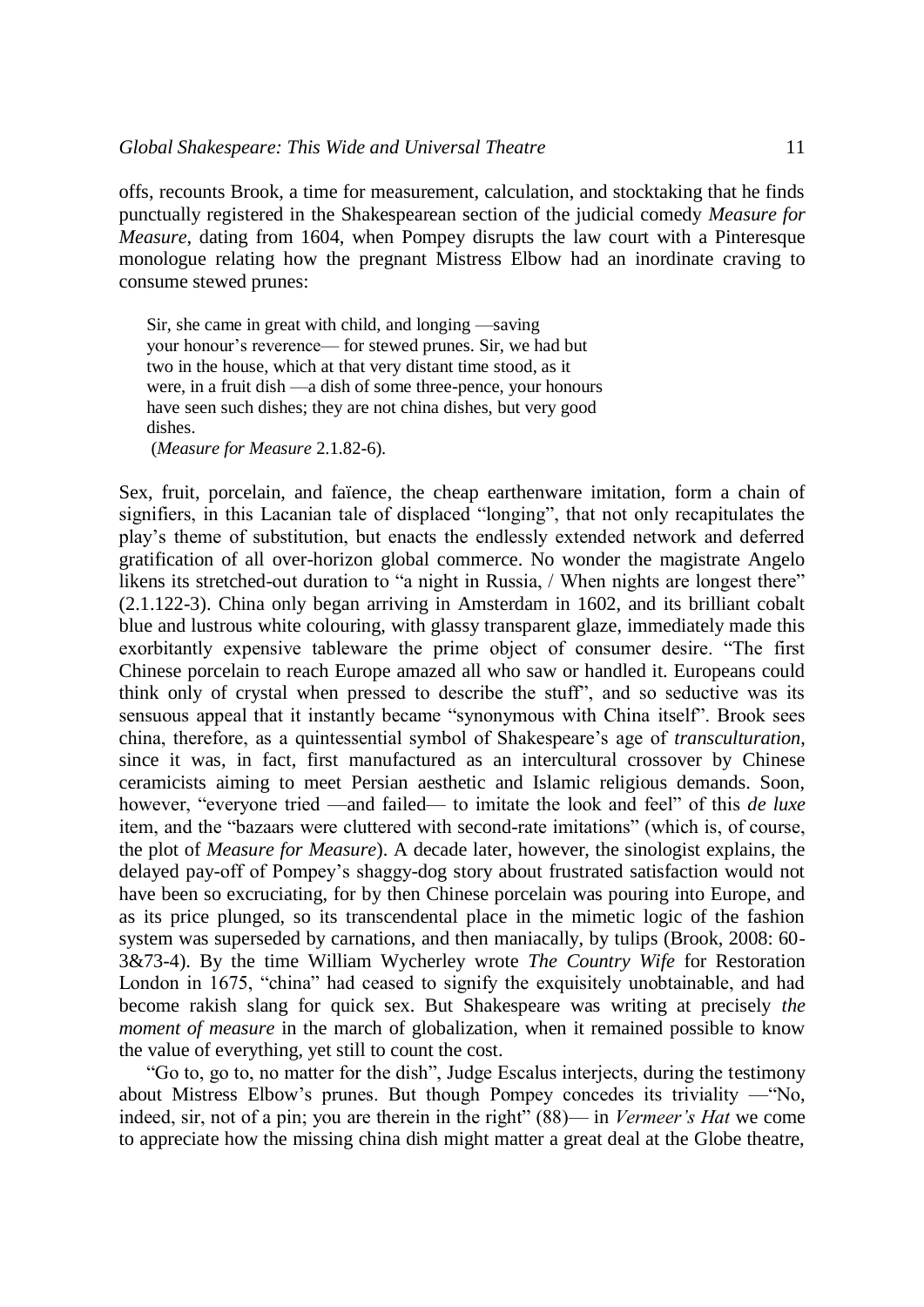offs, recounts Brook, a time for measurement, calculation, and stocktaking that he finds punctually registered in the Shakespearean section of the judicial comedy *Measure for Measure*, dating from 1604, when Pompey disrupts the law court with a Pinteresque monologue relating how the pregnant Mistress Elbow had an inordinate craving to consume stewed prunes:

> Sir, she came in great with child, and longing —saving
> your honour's reverence— for stewed prunes. Sir, we had but
> two in the house, which at that very distant time stood, as it
> were, in a fruit dish —a dish of some three-pence, your honours
> have seen such dishes; they are not china dishes, but very good
> dishes.
> (*Measure for Measure* 2.1.82-6).

Sex, fruit, porcelain, and faïence, the cheap earthenware imitation, form a chain of signifiers, in this Lacanian tale of displaced "longing", that not only recapitulates the play's theme of substitution, but enacts the endlessly extended network and deferred gratification of all over-horizon global commerce. No wonder the magistrate Angelo likens its stretched-out duration to "a night in Russia, / When nights are longest there" (2.1.122-3). China only began arriving in Amsterdam in 1602, and its brilliant cobalt blue and lustrous white colouring, with glassy transparent glaze, immediately made this exorbitantly expensive tableware the prime object of consumer desire. "The first Chinese porcelain to reach Europe amazed all who saw or handled it. Europeans could think only of crystal when pressed to describe the stuff", and so seductive was its sensuous appeal that it instantly became "synonymous with China itself". Brook sees china, therefore, as a quintessential symbol of Shakespeare's age of *transculturation*, since it was, in fact, first manufactured as an intercultural crossover by Chinese ceramicists aiming to meet Persian aesthetic and Islamic religious demands. Soon, however, "everyone tried —and failed— to imitate the look and feel" of this *de luxe* item, and the "bazaars were cluttered with second-rate imitations" (which is, of course, the plot of *Measure for Measure*). A decade later, however, the sinologist explains, the delayed pay-off of Pompey's shaggy-dog story about frustrated satisfaction would not have been so excruciating, for by then Chinese porcelain was pouring into Europe, and as its price plunged, so its transcendental place in the mimetic logic of the fashion system was superseded by carnations, and then maniacally, by tulips (Brook, 2008: 60-3&73-4). By the time William Wycherley wrote *The Country Wife* for Restoration London in 1675, "china" had ceased to signify the exquisitely unobtainable, and had become rakish slang for quick sex. But Shakespeare was writing at precisely *the moment of measure* in the march of globalization, when it remained possible to know the value of everything, yet still to count the cost.

"Go to, go to, no matter for the dish", Judge Escalus interjects, during the testimony about Mistress Elbow's prunes. But though Pompey concedes its triviality —"No, indeed, sir, not of a pin; you are therein in the right" (88)— in *Vermeer's Hat* we come to appreciate how the missing china dish might matter a great deal at the Globe theatre,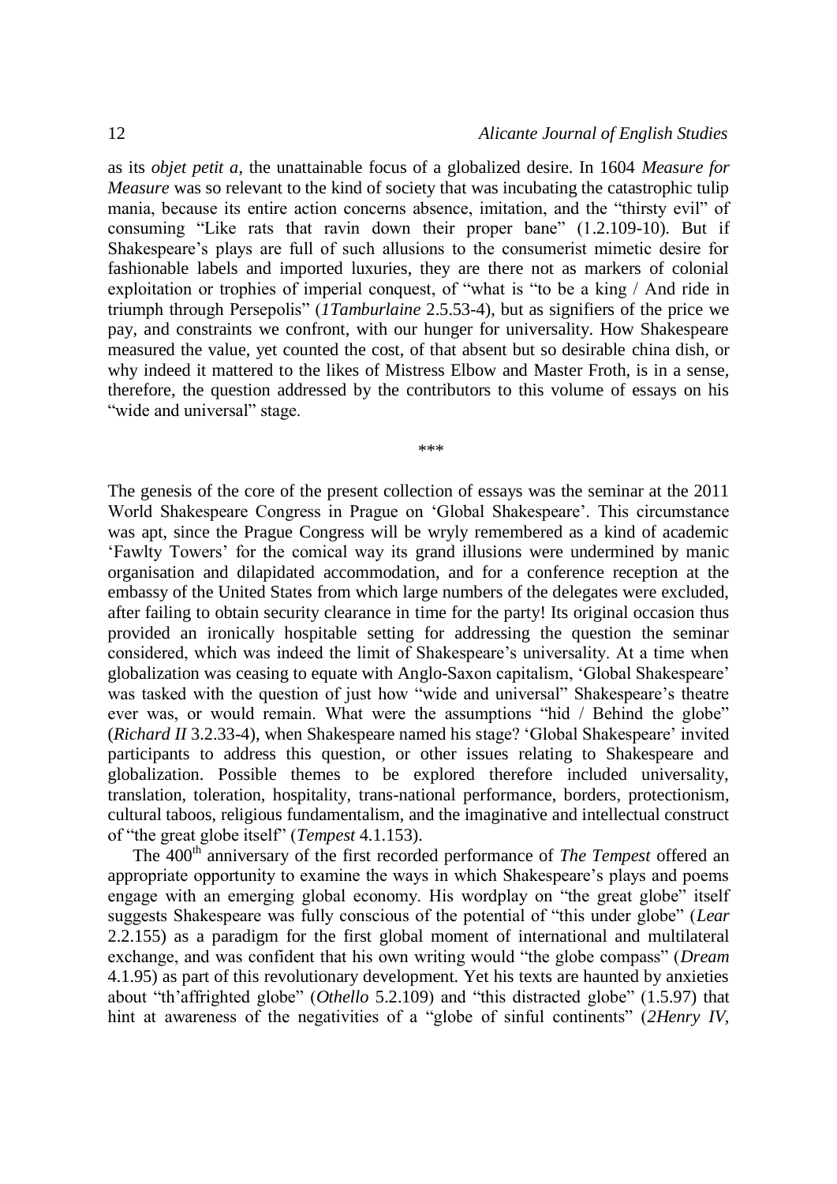as its *objet petit a*, the unattainable focus of a globalized desire. In 1604 *Measure for Measure* was so relevant to the kind of society that was incubating the catastrophic tulip mania, because its entire action concerns absence, imitation, and the "thirsty evil" of consuming "Like rats that ravin down their proper bane" (1.2.109-10). But if Shakespeare's plays are full of such allusions to the consumerist mimetic desire for fashionable labels and imported luxuries, they are there not as markers of colonial exploitation or trophies of imperial conquest, of "what is "to be a king / And ride in triumph through Persepolis" (*1Tamburlaine* 2.5.53-4), but as signifiers of the price we pay, and constraints we confront, with our hunger for universality. How Shakespeare measured the value, yet counted the cost, of that absent but so desirable china dish, or why indeed it mattered to the likes of Mistress Elbow and Master Froth, is in a sense, therefore, the question addressed by the contributors to this volume of essays on his "wide and universal" stage.

\*\*\*

The genesis of the core of the present collection of essays was the seminar at the 2011 World Shakespeare Congress in Prague on 'Global Shakespeare'. This circumstance was apt, since the Prague Congress will be wryly remembered as a kind of academic 'Fawlty Towers' for the comical way its grand illusions were undermined by manic organisation and dilapidated accommodation, and for a conference reception at the embassy of the United States from which large numbers of the delegates were excluded, after failing to obtain security clearance in time for the party! Its original occasion thus provided an ironically hospitable setting for addressing the question the seminar considered, which was indeed the limit of Shakespeare's universality. At a time when globalization was ceasing to equate with Anglo-Saxon capitalism, 'Global Shakespeare' was tasked with the question of just how "wide and universal" Shakespeare's theatre ever was, or would remain. What were the assumptions "hid / Behind the globe" (*Richard II* 3.2.33-4), when Shakespeare named his stage? 'Global Shakespeare' invited participants to address this question, or other issues relating to Shakespeare and globalization. Possible themes to be explored therefore included universality, translation, toleration, hospitality, trans-national performance, borders, protectionism, cultural taboos, religious fundamentalism, and the imaginative and intellectual construct of "the great globe itself" (*Tempest* 4.1.153).

The 400th anniversary of the first recorded performance of *The Tempest* offered an appropriate opportunity to examine the ways in which Shakespeare's plays and poems engage with an emerging global economy. His wordplay on "the great globe" itself suggests Shakespeare was fully conscious of the potential of "this under globe" (*Lear* 2.2.155) as a paradigm for the first global moment of international and multilateral exchange, and was confident that his own writing would "the globe compass" (*Dream* 4.1.95) as part of this revolutionary development. Yet his texts are haunted by anxieties about "th'affrighted globe" (*Othello* 5.2.109) and "this distracted globe" (1.5.97) that hint at awareness of the negativities of a "globe of sinful continents" (*2Henry IV,*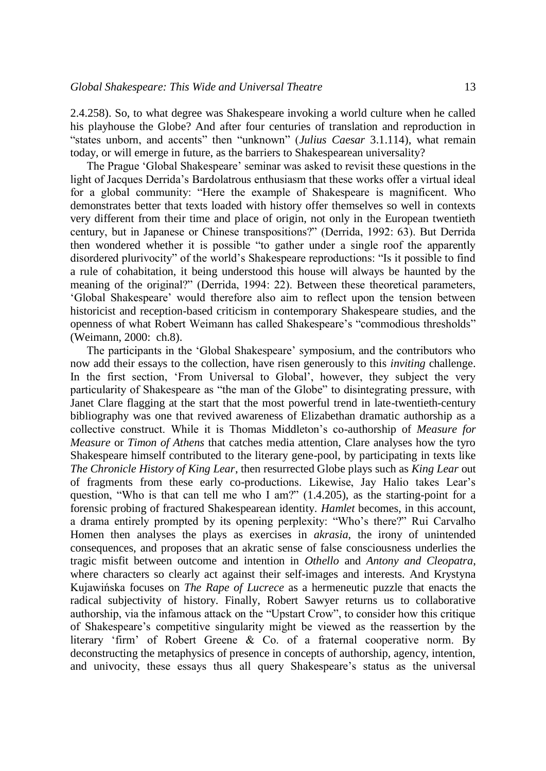2.4.258). So, to what degree was Shakespeare invoking a world culture when he called his playhouse the Globe? And after four centuries of translation and reproduction in "states unborn, and accents" then "unknown" (*Julius Caesar* 3.1.114), what remain today, or will emerge in future, as the barriers to Shakespearean universality?

The Prague 'Global Shakespeare' seminar was asked to revisit these questions in the light of Jacques Derrida's Bardolatrous enthusiasm that these works offer a virtual ideal for a global community: "Here the example of Shakespeare is magnificent. Who demonstrates better that texts loaded with history offer themselves so well in contexts very different from their time and place of origin, not only in the European twentieth century, but in Japanese or Chinese transpositions?" (Derrida, 1992: 63). But Derrida then wondered whether it is possible "to gather under a single roof the apparently disordered plurivocity" of the world's Shakespeare reproductions: "Is it possible to find a rule of cohabitation, it being understood this house will always be haunted by the meaning of the original?" (Derrida, 1994: 22). Between these theoretical parameters, 'Global Shakespeare' would therefore also aim to reflect upon the tension between historicist and reception-based criticism in contemporary Shakespeare studies, and the openness of what Robert Weimann has called Shakespeare's "commodious thresholds" (Weimann, 2000: ch.8).

The participants in the 'Global Shakespeare' symposium, and the contributors who now add their essays to the collection, have risen generously to this *inviting* challenge. In the first section, 'From Universal to Global', however, they subject the very particularity of Shakespeare as "the man of the Globe" to disintegrating pressure, with Janet Clare flagging at the start that the most powerful trend in late-twentieth-century bibliography was one that revived awareness of Elizabethan dramatic authorship as a collective construct. While it is Thomas Middleton's co-authorship of *Measure for Measure* or *Timon of Athens* that catches media attention, Clare analyses how the tyro Shakespeare himself contributed to the literary gene-pool, by participating in texts like *The Chronicle History of King Lear*, then resurrected Globe plays such as *King Lear* out of fragments from these early co-productions. Likewise, Jay Halio takes Lear's question, "Who is that can tell me who I am?" (1.4.205), as the starting-point for a forensic probing of fractured Shakespearean identity. *Hamlet* becomes, in this account, a drama entirely prompted by its opening perplexity: "Who's there?" Rui Carvalho Homen then analyses the plays as exercises in *akrasia*, the irony of unintended consequences, and proposes that an akratic sense of false consciousness underlies the tragic misfit between outcome and intention in *Othello* and *Antony and Cleopatra*, where characters so clearly act against their self-images and interests. And Krystyna Kujawińska focuses on *The Rape of Lucrece* as a hermeneutic puzzle that enacts the radical subjectivity of history. Finally, Robert Sawyer returns us to collaborative authorship, via the infamous attack on the "Upstart Crow", to consider how this critique of Shakespeare's competitive singularity might be viewed as the reassertion by the literary 'firm' of Robert Greene & Co. of a fraternal cooperative norm. By deconstructing the metaphysics of presence in concepts of authorship, agency, intention, and univocity, these essays thus all query Shakespeare's status as the universal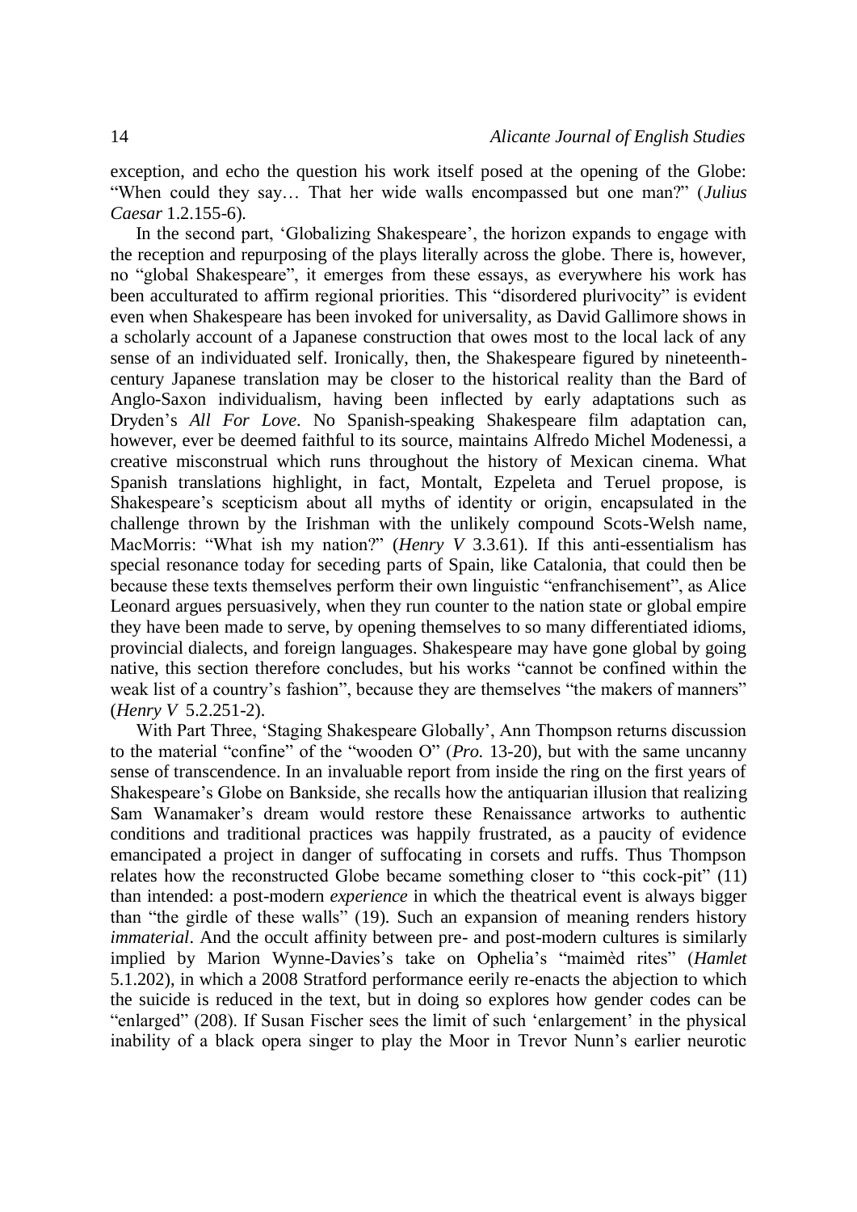exception, and echo the question his work itself posed at the opening of the Globe: "When could they say… That her wide walls encompassed but one man?" (*Julius Caesar* 1.2.155-6).

In the second part, 'Globalizing Shakespeare', the horizon expands to engage with the reception and repurposing of the plays literally across the globe. There is, however, no "global Shakespeare", it emerges from these essays, as everywhere his work has been acculturated to affirm regional priorities. This "disordered plurivocity" is evident even when Shakespeare has been invoked for universality, as David Gallimore shows in a scholarly account of a Japanese construction that owes most to the local lack of any sense of an individuated self. Ironically, then, the Shakespeare figured by nineteenth-century Japanese translation may be closer to the historical reality than the Bard of Anglo-Saxon individualism, having been inflected by early adaptations such as Dryden's *All For Love*. No Spanish-speaking Shakespeare film adaptation can, however, ever be deemed faithful to its source, maintains Alfredo Michel Modenessi, a creative misconstrual which runs throughout the history of Mexican cinema. What Spanish translations highlight, in fact, Montalt, Ezpeleta and Teruel propose, is Shakespeare's scepticism about all myths of identity or origin, encapsulated in the challenge thrown by the Irishman with the unlikely compound Scots-Welsh name, MacMorris: "What ish my nation?" (*Henry V* 3.3.61). If this anti-essentialism has special resonance today for seceding parts of Spain, like Catalonia, that could then be because these texts themselves perform their own linguistic "enfranchisement", as Alice Leonard argues persuasively, when they run counter to the nation state or global empire they have been made to serve, by opening themselves to so many differentiated idioms, provincial dialects, and foreign languages. Shakespeare may have gone global by going native, this section therefore concludes, but his works "cannot be confined within the weak list of a country's fashion", because they are themselves "the makers of manners" (*Henry V* 5.2.251-2).

With Part Three, 'Staging Shakespeare Globally', Ann Thompson returns discussion to the material "confine" of the "wooden O" (*Pro.* 13-20), but with the same uncanny sense of transcendence. In an invaluable report from inside the ring on the first years of Shakespeare's Globe on Bankside, she recalls how the antiquarian illusion that realizing Sam Wanamaker's dream would restore these Renaissance artworks to authentic conditions and traditional practices was happily frustrated, as a paucity of evidence emancipated a project in danger of suffocating in corsets and ruffs. Thus Thompson relates how the reconstructed Globe became something closer to "this cock-pit" (11) than intended: a post-modern *experience* in which the theatrical event is always bigger than "the girdle of these walls" (19). Such an expansion of meaning renders history *immaterial*. And the occult affinity between pre- and post-modern cultures is similarly implied by Marion Wynne-Davies's take on Ophelia's "maimèd rites" (*Hamlet* 5.1.202), in which a 2008 Stratford performance eerily re-enacts the abjection to which the suicide is reduced in the text, but in doing so explores how gender codes can be "enlarged" (208). If Susan Fischer sees the limit of such 'enlargement' in the physical inability of a black opera singer to play the Moor in Trevor Nunn's earlier neurotic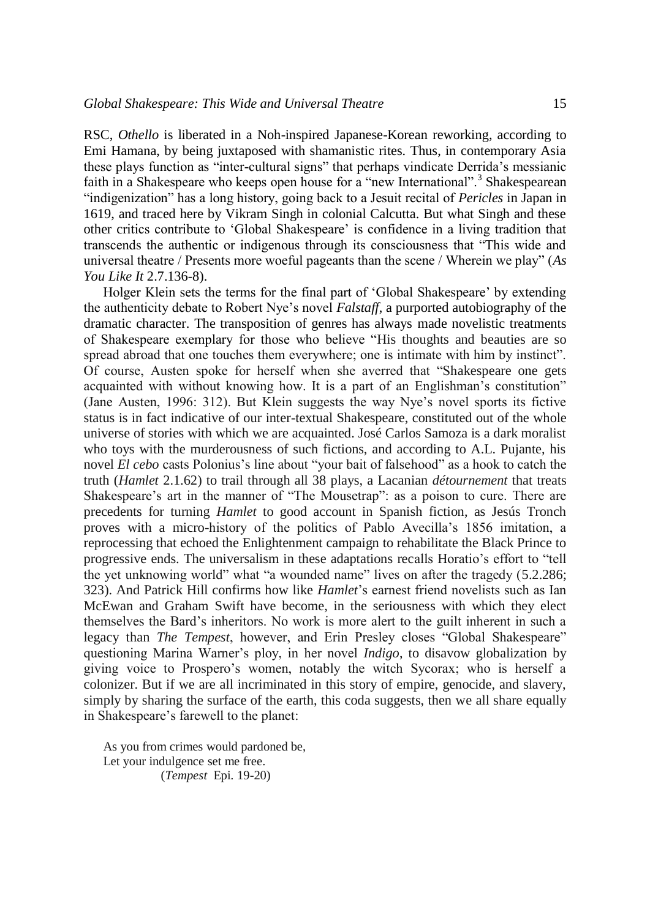RSC, *Othello* is liberated in a Noh-inspired Japanese-Korean reworking, according to Emi Hamana, by being juxtaposed with shamanistic rites. Thus, in contemporary Asia these plays function as "inter-cultural signs" that perhaps vindicate Derrida's messianic faith in a Shakespeare who keeps open house for a "new International".[3] Shakespearean "indigenization" has a long history, going back to a Jesuit recital of *Pericles* in Japan in 1619, and traced here by Vikram Singh in colonial Calcutta. But what Singh and these other critics contribute to 'Global Shakespeare' is confidence in a living tradition that transcends the authentic or indigenous through its consciousness that "This wide and universal theatre / Presents more woeful pageants than the scene / Wherein we play" (*As You Like It* 2.7.136-8).

Holger Klein sets the terms for the final part of 'Global Shakespeare' by extending the authenticity debate to Robert Nye's novel *Falstaff*, a purported autobiography of the dramatic character. The transposition of genres has always made novelistic treatments of Shakespeare exemplary for those who believe "His thoughts and beauties are so spread abroad that one touches them everywhere; one is intimate with him by instinct". Of course, Austen spoke for herself when she averred that "Shakespeare one gets acquainted with without knowing how. It is a part of an Englishman's constitution" (Jane Austen, 1996: 312). But Klein suggests the way Nye's novel sports its fictive status is in fact indicative of our inter-textual Shakespeare, constituted out of the whole universe of stories with which we are acquainted. José Carlos Samoza is a dark moralist who toys with the murderousness of such fictions, and according to A.L. Pujante, his novel *El cebo* casts Polonius's line about "your bait of falsehood" as a hook to catch the truth (*Hamlet* 2.1.62) to trail through all 38 plays, a Lacanian *détournement* that treats Shakespeare's art in the manner of "The Mousetrap": as a poison to cure. There are precedents for turning *Hamlet* to good account in Spanish fiction, as Jesús Tronch proves with a micro-history of the politics of Pablo Avecilla's 1856 imitation, a reprocessing that echoed the Enlightenment campaign to rehabilitate the Black Prince to progressive ends. The universalism in these adaptations recalls Horatio's effort to "tell the yet unknowing world" what "a wounded name" lives on after the tragedy (5.2.286; 323). And Patrick Hill confirms how like *Hamlet*'s earnest friend novelists such as Ian McEwan and Graham Swift have become, in the seriousness with which they elect themselves the Bard's inheritors. No work is more alert to the guilt inherent in such a legacy than *The Tempest*, however, and Erin Presley closes "Global Shakespeare" questioning Marina Warner's ploy, in her novel *Indigo*, to disavow globalization by giving voice to Prospero's women, notably the witch Sycorax; who is herself a colonizer. But if we are all incriminated in this story of empire, genocide, and slavery, simply by sharing the surface of the earth, this coda suggests, then we all share equally in Shakespeare's farewell to the planet:

> As you from crimes would pardoned be,
> Let your indulgence set me free.
> (*Tempest* Epi. 19-20)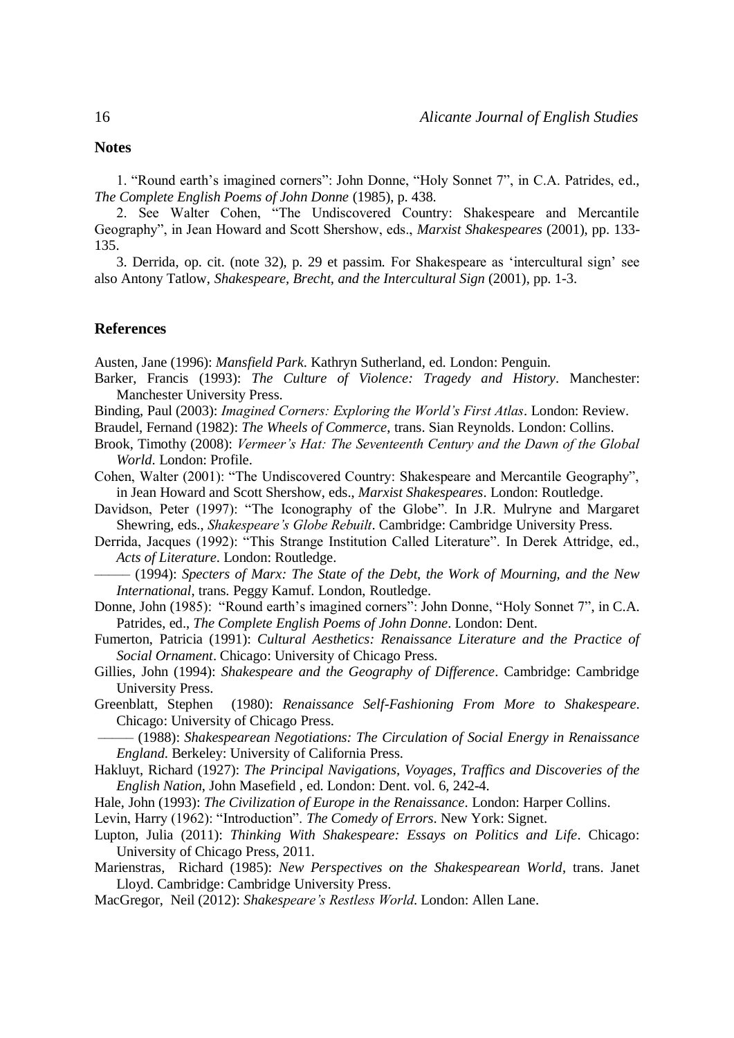## Notes

1. "Round earth's imagined corners": John Donne, "Holy Sonnet 7", in C.A. Patrides, ed., *The Complete English Poems of John Donne* (1985), p. 438.

2. See Walter Cohen, "The Undiscovered Country: Shakespeare and Mercantile Geography", in Jean Howard and Scott Shershow, eds., *Marxist Shakespeares* (2001), pp. 133-135.

3. Derrida, op. cit. (note 32), p. 29 et passim. For Shakespeare as 'intercultural sign' see also Antony Tatlow, *Shakespeare, Brecht, and the Intercultural Sign* (2001), pp. 1-3.

## References

Austen, Jane (1996): *Mansfield Park*. Kathryn Sutherland, ed. London: Penguin.

Barker, Francis (1993): *The Culture of Violence: Tragedy and History*. Manchester: Manchester University Press.

Binding, Paul (2003): *Imagined Corners: Exploring the World's First Atlas*. London: Review.

Braudel, Fernand (1982): *The Wheels of Commerce*, trans. Sian Reynolds. London: Collins.

Brook, Timothy (2008): *Vermeer's Hat: The Seventeenth Century and the Dawn of the Global World*. London: Profile.

Cohen, Walter (2001): "The Undiscovered Country: Shakespeare and Mercantile Geography", in Jean Howard and Scott Shershow, eds., *Marxist Shakespeares*. London: Routledge.

Davidson, Peter (1997): "The Iconography of the Globe". In J.R. Mulryne and Margaret Shewring, eds., *Shakespeare's Globe Rebuilt*. Cambridge: Cambridge University Press.

Derrida, Jacques (1992): "This Strange Institution Called Literature". In Derek Attridge, ed., *Acts of Literature*. London: Routledge.

——— (1994): *Specters of Marx: The State of the Debt, the Work of Mourning, and the New International*, trans. Peggy Kamuf. London, Routledge.

Donne, John (1985): "Round earth's imagined corners": John Donne, "Holy Sonnet 7", in C.A. Patrides, ed., *The Complete English Poems of John Donne*. London: Dent.

Fumerton, Patricia (1991): *Cultural Aesthetics: Renaissance Literature and the Practice of Social Ornament*. Chicago: University of Chicago Press.

Gillies, John (1994): *Shakespeare and the Geography of Difference*. Cambridge: Cambridge University Press.

Greenblatt, Stephen (1980): *Renaissance Self-Fashioning From More to Shakespeare*. Chicago: University of Chicago Press.

——— (1988): *Shakespearean Negotiations: The Circulation of Social Energy in Renaissance England*. Berkeley: University of California Press.

Hakluyt, Richard (1927): *The Principal Navigations, Voyages, Traffics and Discoveries of the English Nation*, John Masefield , ed. London: Dent. vol. 6, 242-4.

Hale, John (1993): *The Civilization of Europe in the Renaissance*. London: Harper Collins.

Levin, Harry (1962): "Introduction". *The Comedy of Errors*. New York: Signet.

Lupton, Julia (2011): *Thinking With Shakespeare: Essays on Politics and Life*. Chicago: University of Chicago Press, 2011.

Marienstras, Richard (1985): *New Perspectives on the Shakespearean World*, trans. Janet Lloyd. Cambridge: Cambridge University Press.

MacGregor, Neil (2012): *Shakespeare's Restless World*. London: Allen Lane.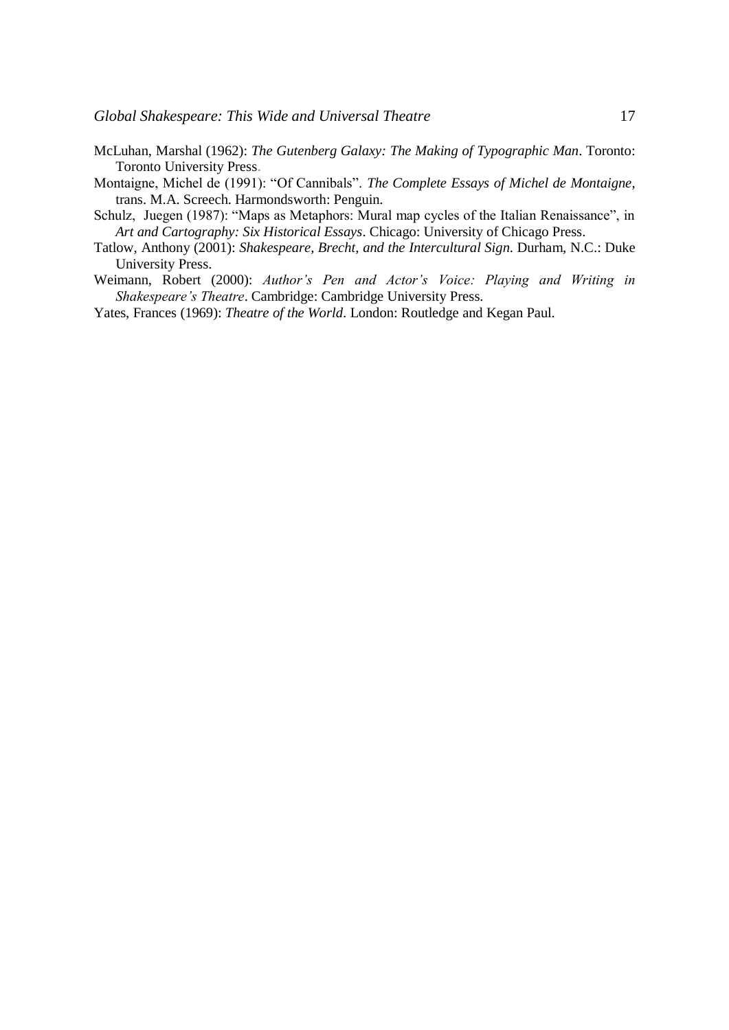McLuhan, Marshal (1962): *The Gutenberg Galaxy: The Making of Typographic Man*. Toronto: Toronto University Press.

Montaigne, Michel de (1991): "Of Cannibals". *The Complete Essays of Michel de Montaigne*, trans. M.A. Screech. Harmondsworth: Penguin.

Schulz, Juegen (1987): "Maps as Metaphors: Mural map cycles of the Italian Renaissance", in *Art and Cartography: Six Historical Essays*. Chicago: University of Chicago Press.

Tatlow, Anthony (2001): *Shakespeare, Brecht, and the Intercultural Sign*. Durham, N.C.: Duke University Press.

Weimann, Robert (2000): *Author's Pen and Actor's Voice: Playing and Writing in Shakespeare's Theatre*. Cambridge: Cambridge University Press.

Yates, Frances (1969): *Theatre of the World*. London: Routledge and Kegan Paul.